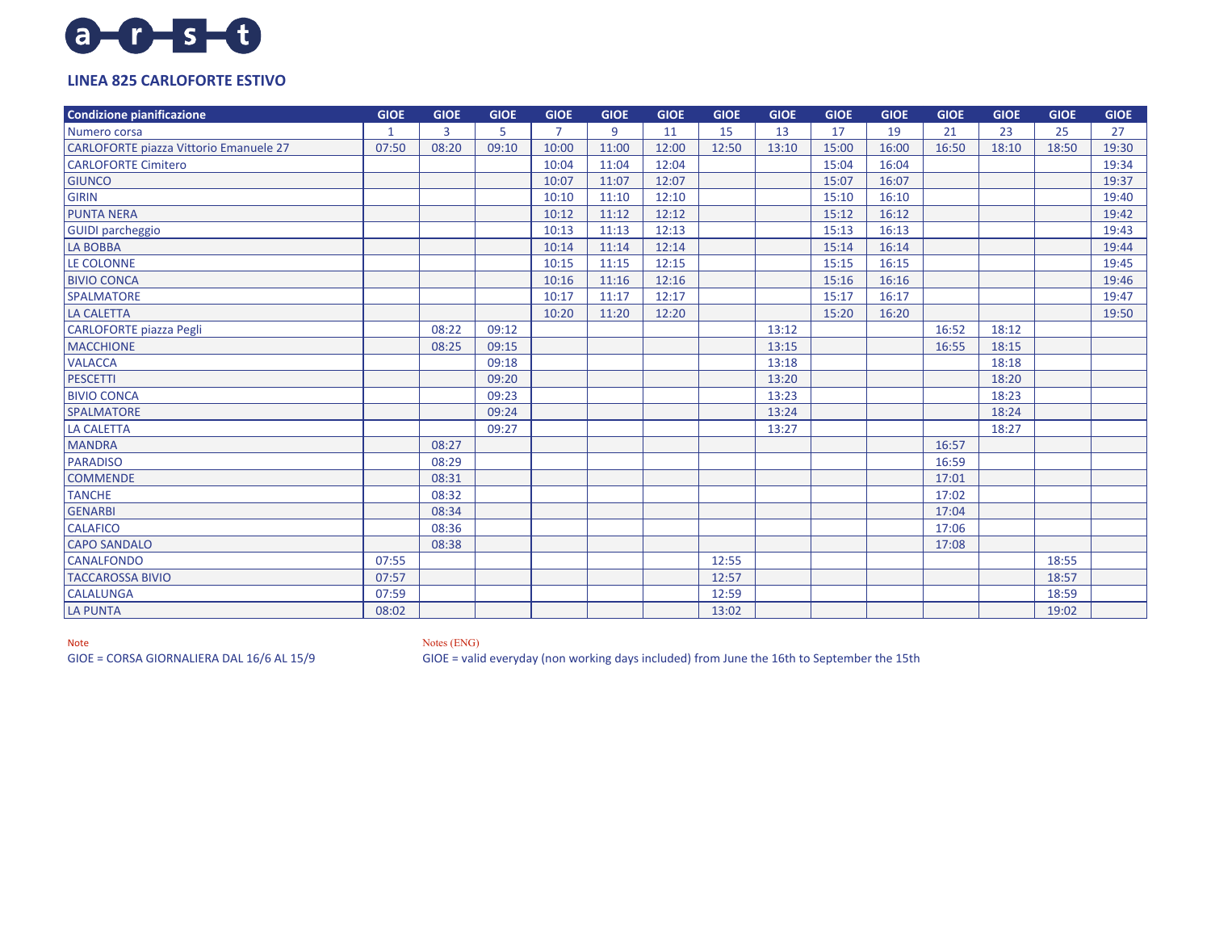a-r-s-t

## LINEA 825 CARLOFORTE ESTIVO

| Condizione pianificazione | GIOE | GIOE | GIOE | GIOE | GIOE | GIOE | GIOE | GIOE | GIOE | GIOE | GIOE | GIOE | GIOE | GIOE |
|---|---|---|---|---|---|---|---|---|---|---|---|---|---|---|
| Numero corsa | 1 | 3 | 5 | 7 | 9 | 11 | 15 | 13 | 17 | 19 | 21 | 23 | 25 | 27 |
| CARLOFORTE piazza Vittorio Emanuele 27 | 07:50 | 08:20 | 09:10 | 10:00 | 11:00 | 12:00 | 12:50 | 13:10 | 15:00 | 16:00 | 16:50 | 18:10 | 18:50 | 19:30 |
| CARLOFORTE Cimitero | | | | 10:04 | 11:04 | 12:04 | | | 15:04 | 16:04 | | | | 19:34 |
| GIUNCO | | | | 10:07 | 11:07 | 12:07 | | | 15:07 | 16:07 | | | | 19:37 |
| GIRIN | | | | 10:10 | 11:10 | 12:10 | | | 15:10 | 16:10 | | | | 19:40 |
| PUNTA NERA | | | | 10:12 | 11:12 | 12:12 | | | 15:12 | 16:12 | | | | 19:42 |
| GUIDI parcheggio | | | | 10:13 | 11:13 | 12:13 | | | 15:13 | 16:13 | | | | 19:43 |
| LA BOBBA | | | | 10:14 | 11:14 | 12:14 | | | 15:14 | 16:14 | | | | 19:44 |
| LE COLONNE | | | | 10:15 | 11:15 | 12:15 | | | 15:15 | 16:15 | | | | 19:45 |
| BIVIO CONCA | | | | 10:16 | 11:16 | 12:16 | | | 15:16 | 16:16 | | | | 19:46 |
| SPALMATORE | | | | 10:17 | 11:17 | 12:17 | | | 15:17 | 16:17 | | | | 19:47 |
| LA CALETTA | | | | 10:20 | 11:20 | 12:20 | | | 15:20 | 16:20 | | | | 19:50 |
| CARLOFORTE piazza Pegli | | 08:22 | 09:12 | | | | | 13:12 | | | 16:52 | 18:12 | | |
| MACCHIONE | | 08:25 | 09:15 | | | | | 13:15 | | | 16:55 | 18:15 | | |
| VALACCA | | | 09:18 | | | | | 13:18 | | | | 18:18 | | |
| PESCETTI | | | 09:20 | | | | | 13:20 | | | | 18:20 | | |
| BIVIO CONCA | | | 09:23 | | | | | 13:23 | | | | 18:23 | | |
| SPALMATORE | | | 09:24 | | | | | 13:24 | | | | 18:24 | | |
| LA CALETTA | | | 09:27 | | | | | 13:27 | | | | 18:27 | | |
| MANDRA | | 08:27 | | | | | | | | | 16:57 | | | |
| PARADISO | | 08:29 | | | | | | | | | 16:59 | | | |
| COMMENDE | | 08:31 | | | | | | | | | 17:01 | | | |
| TANCHE | | 08:32 | | | | | | | | | 17:02 | | | |
| GENARBI | | 08:34 | | | | | | | | | 17:04 | | | |
| CALAFICO | | 08:36 | | | | | | | | | 17:06 | | | |
| CAPO SANDALO | | 08:38 | | | | | | | | | 17:08 | | | |
| CANALFONDO | 07:55 | | | | | | 12:55 | | | | | | 18:55 | |
| TACCAROSSA BIVIO | 07:57 | | | | | | 12:57 | | | | | | 18:57 | |
| CALALUNGA | 07:59 | | | | | | 12:59 | | | | | | 18:59 | |
| LA PUNTA | 08:02 | | | | | | 13:02 | | | | | | 19:02 | |

Note
GIOE = CORSA GIORNALIERA DAL 16/6 AL 15/9

Notes (ENG)
GIOE = valid everyday (non working days included) from June the 16th to September the 15th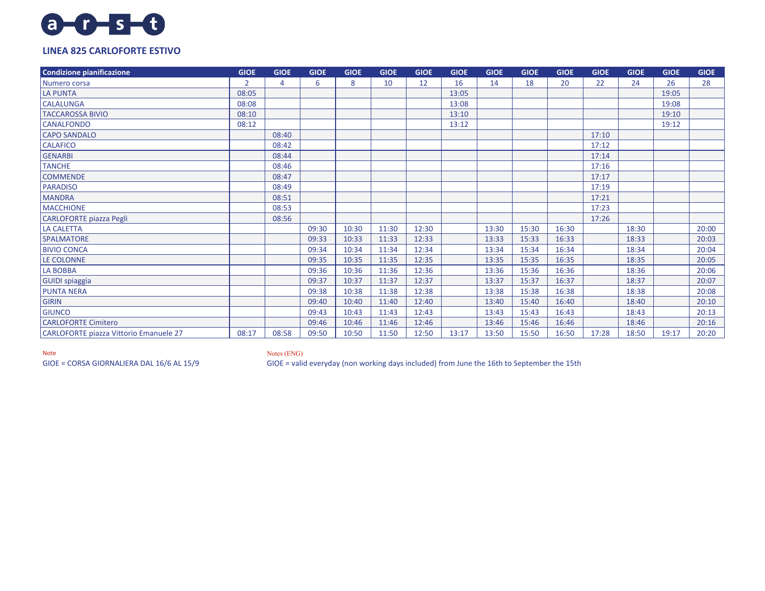a-r-s-t

## LINEA 825 CARLOFORTE ESTIVO

| Condizione pianificazione | GIOE | GIOE | GIOE | GIOE | GIOE | GIOE | GIOE | GIOE | GIOE | GIOE | GIOE | GIOE | GIOE | GIOE |
|---|---|---|---|---|---|---|---|---|---|---|---|---|---|---|
| Numero corsa | 2 | 4 | 6 | 8 | 10 | 12 | 16 | 14 | 18 | 20 | 22 | 24 | 26 | 28 |
| LA PUNTA | 08:05 | | | | | | 13:05 | | | | | | 19:05 | |
| CALALUNGA | 08:08 | | | | | | 13:08 | | | | | | 19:08 | |
| TACCAROSSA BIVIO | 08:10 | | | | | | 13:10 | | | | | | 19:10 | |
| CANALFONDO | 08:12 | | | | | | 13:12 | | | | | | 19:12 | |
| CAPO SANDALO | | 08:40 | | | | | | | | | 17:10 | | | |
| CALAFICO | | 08:42 | | | | | | | | | 17:12 | | | |
| GENARBI | | 08:44 | | | | | | | | | 17:14 | | | |
| TANCHE | | 08:46 | | | | | | | | | 17:16 | | | |
| COMMENDE | | 08:47 | | | | | | | | | 17:17 | | | |
| PARADISO | | 08:49 | | | | | | | | | 17:19 | | | |
| MANDRA | | 08:51 | | | | | | | | | 17:21 | | | |
| MACCHIONE | | 08:53 | | | | | | | | | 17:23 | | | |
| CARLOFORTE piazza Pegli | | 08:56 | | | | | | | | | 17:26 | | | |
| LA CALETTA | | | 09:30 | 10:30 | 11:30 | 12:30 | | 13:30 | 15:30 | 16:30 | | 18:30 | | 20:00 |
| SPALMATORE | | | 09:33 | 10:33 | 11:33 | 12:33 | | 13:33 | 15:33 | 16:33 | | 18:33 | | 20:03 |
| BIVIO CONCA | | | 09:34 | 10:34 | 11:34 | 12:34 | | 13:34 | 15:34 | 16:34 | | 18:34 | | 20:04 |
| LE COLONNE | | | 09:35 | 10:35 | 11:35 | 12:35 | | 13:35 | 15:35 | 16:35 | | 18:35 | | 20:05 |
| LA BOBBA | | | 09:36 | 10:36 | 11:36 | 12:36 | | 13:36 | 15:36 | 16:36 | | 18:36 | | 20:06 |
| GUIDI spiaggia | | | 09:37 | 10:37 | 11:37 | 12:37 | | 13:37 | 15:37 | 16:37 | | 18:37 | | 20:07 |
| PUNTA NERA | | | 09:38 | 10:38 | 11:38 | 12:38 | | 13:38 | 15:38 | 16:38 | | 18:38 | | 20:08 |
| GIRIN | | | 09:40 | 10:40 | 11:40 | 12:40 | | 13:40 | 15:40 | 16:40 | | 18:40 | | 20:10 |
| GIUNCO | | | 09:43 | 10:43 | 11:43 | 12:43 | | 13:43 | 15:43 | 16:43 | | 18:43 | | 20:13 |
| CARLOFORTE Cimitero | | | 09:46 | 10:46 | 11:46 | 12:46 | | 13:46 | 15:46 | 16:46 | | 18:46 | | 20:16 |
| CARLOFORTE piazza Vittorio Emanuele 27 | 08:17 | 08:58 | 09:50 | 10:50 | 11:50 | 12:50 | 13:17 | 13:50 | 15:50 | 16:50 | 17:28 | 18:50 | 19:17 | 20:20 |

Note

GIOE = CORSA GIORNALIERA DAL 16/6 AL 15/9

Notes (ENG)

GIOE = valid everyday (non working days included) from June the 16th to September the 15th